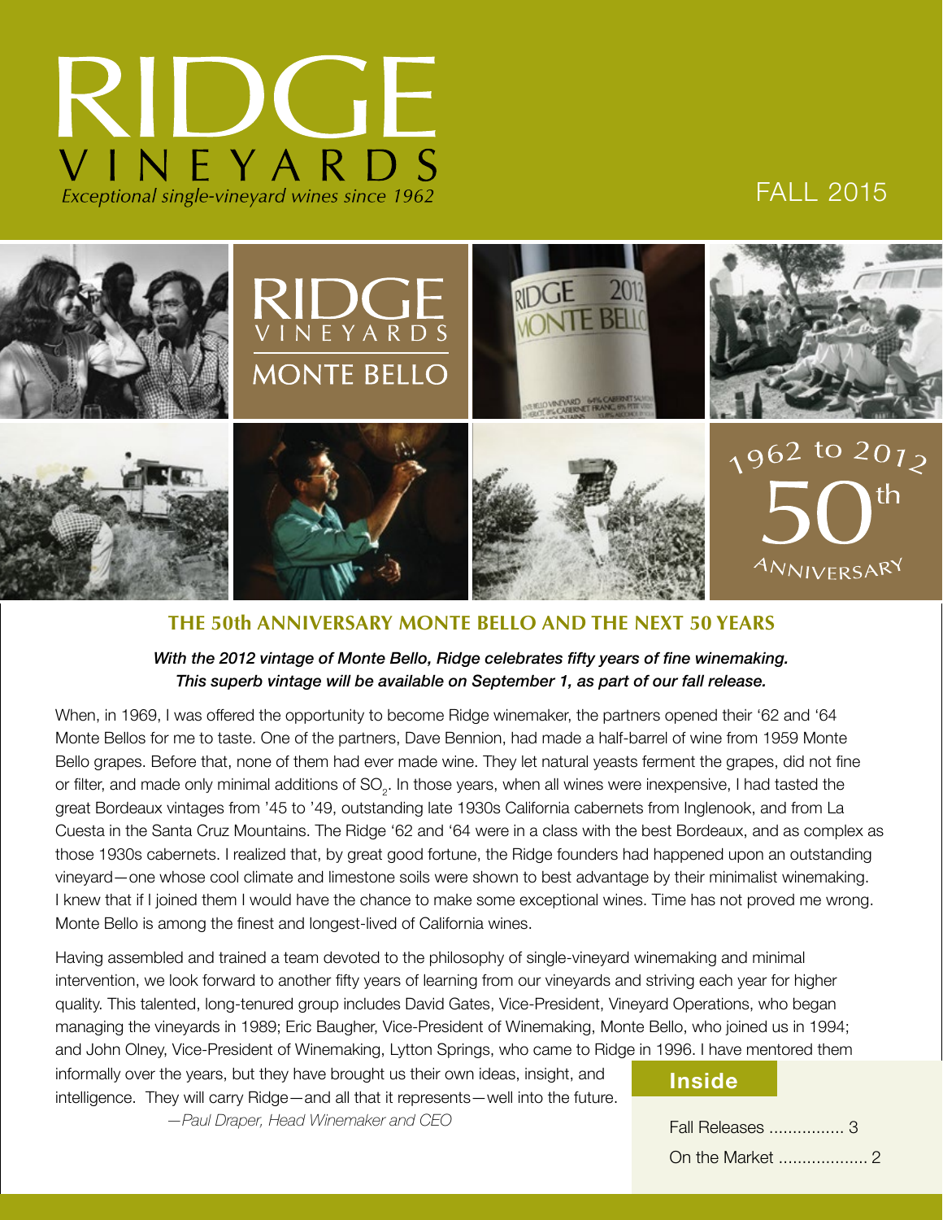# RIDGE VINEYARDS

*Exceptional single-vineyard wines since 1962*

FALL 2015

## THE 50th ANNIVERSARY MONTE BELLO AND THE NEXT 50 YEARS

***With the 2012 vintage of Monte Bello, Ridge celebrates fifty years of fine winemaking. This superb vintage will be available on September 1, as part of our fall release.***

When, in 1969, I was offered the opportunity to become Ridge winemaker, the partners opened their '62 and '64 Monte Bellos for me to taste. One of the partners, Dave Bennion, had made a half-barrel of wine from 1959 Monte Bello grapes. Before that, none of them had ever made wine. They let natural yeasts ferment the grapes, did not fine or filter, and made only minimal additions of $SO_2$. In those years, when all wines were inexpensive, I had tasted the great Bordeaux vintages from '45 to '49, outstanding late 1930s California cabernets from Inglenook, and from La Cuesta in the Santa Cruz Mountains. The Ridge '62 and '64 were in a class with the best Bordeaux, and as complex as those 1930s cabernets. I realized that, by great good fortune, the Ridge founders had happened upon an outstanding vineyard—one whose cool climate and limestone soils were shown to best advantage by their minimalist winemaking. I knew that if I joined them I would have the chance to make some exceptional wines. Time has not proved me wrong. Monte Bello is among the finest and longest-lived of California wines.

Having assembled and trained a team devoted to the philosophy of single-vineyard winemaking and minimal intervention, we look forward to another fifty years of learning from our vineyards and striving each year for higher quality. This talented, long-tenured group includes David Gates, Vice-President, Vineyard Operations, who began managing the vineyards in 1989; Eric Baugher, Vice-President of Winemaking, Monte Bello, who joined us in 1994; and John Olney, Vice-President of Winemaking, Lytton Springs, who came to Ridge in 1996. I have mentored them informally over the years, but they have brought us their own ideas, insight, and intelligence. They will carry Ridge—and all that it represents—well into the future.

*—Paul Draper, Head Winemaker and CEO*

**Inside**

Fall Releases ................ 3
On the Market ................... 2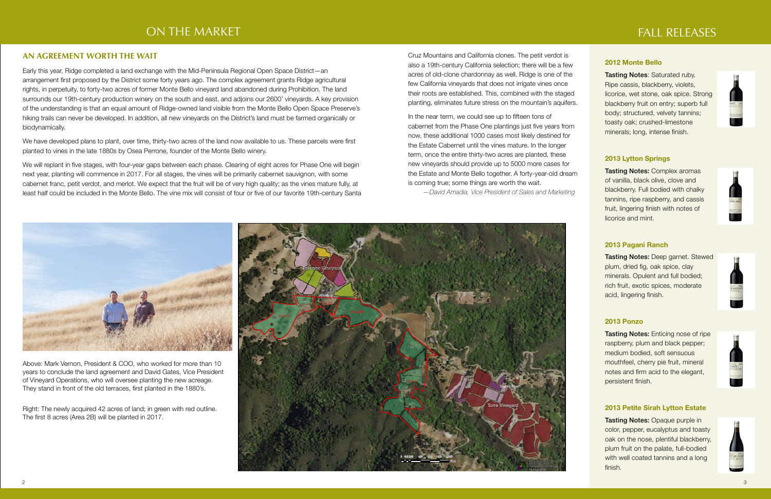# ON THE MARKET

## AN AGREEMENT WORTH THE WAIT

Early this year, Ridge completed a land exchange with the Mid-Peninsula Regional Open Space District—an arrangement first proposed by the District some forty years ago. The complex agreement grants Ridge agricultural rights, in perpetuity, to forty-two acres of former Monte Bello vineyard land abandoned during Prohibition. The land surrounds our 19th-century production winery on the south and east, and adjoins our 2600' vineyards. A key provision of the understanding is that an equal amount of Ridge-owned land visible from the Monte Bello Open Space Preserve's hiking trails can never be developed. In addition, all new vineyards on the District's land must be farmed organically or biodynamically.

We have developed plans to plant, over time, thirty-two acres of the land now available to us. These parcels were first planted to vines in the late 1880s by Osea Perrone, founder of the Monte Bello winery.

We will replant in five stages, with four-year gaps between each phase. Clearing of eight acres for Phase One will begin next year, planting will commence in 2017. For all stages, the vines will be primarily cabernet sauvignon, with some cabernet franc, petit verdot, and merlot. We expect that the fruit will be of very high quality; as the vines mature fully, at least half could be included in the Monte Bello. The vine mix will consist of four or five of our favorite 19th-century Santa Cruz Mountains and California clones. The petit verdot is also a 19th-century California selection; there will be a few acres of old-clone chardonnay as well. Ridge is one of the few California vineyards that does not irrigate vines once their roots are established. This, combined with the staged planting, eliminates future stress on the mountain's aquifers.

In the near term, we could see up to fifteen tons of cabernet from the Phase One plantings just five years from now, these additional 1000 cases most likely destined for the Estate Cabernet until the vines mature. In the longer term, once the entire thirty-two acres are planted, these new vineyards should provide up to 5000 more cases for the Estate and Monte Bello together. A forty-year-old dream is coming true; some things are worth the wait.

*—David Amadia, Vice President of Sales and Marketing*

Above: Mark Vernon, President & COO, who worked for more than 10 years to conclude the land agreement and David Gates, Vice President of Vineyard Operations, who will oversee planting the new acreage. They stand in front of the old terraces, first planted in the 1880's.

Right: The newly acquired 42 acres of land; in green with red outline. The first 8 acres (Area 2B) will be planted in 2017.

# FALL RELEASES

### 2012 Monte Bello

**Tasting Notes**: Saturated ruby. Ripe cassis, blackberry, violets, licorice, wet stone, oak spice. Strong blackberry fruit on entry; superb full body; structured, velvety tannins; toasty oak; crushed-limestone minerals; long, intense finish.

### 2013 Lytton Springs

**Tasting Notes:** Complex aromas of vanilla, black olive, clove and blackberry. Full bodied with chalky tannins, ripe raspberry, and cassis fruit, lingering finish with notes of licorice and mint.

### 2013 Pagani Ranch

**Tasting Notes:** Deep garnet. Stewed plum, dried fig, oak spice, clay minerals. Opulent and full bodied; rich fruit, exotic spices, moderate acid, lingering finish.

### 2013 Ponzo

**Tasting Notes:** Enticing nose of ripe raspberry, plum and black pepper; medium bodied, soft sensuous mouthfeel, cherry pie fruit, mineral notes and firm acid to the elegant, persistent finish.

### 2013 Petite Sirah Lytton Estate

**Tasting Notes:** Opaque purple in color, pepper, eucalyptus and toasty oak on the nose, plentiful blackberry, plum fruit on the palate, full-bodied with well coated tannins and a long finish.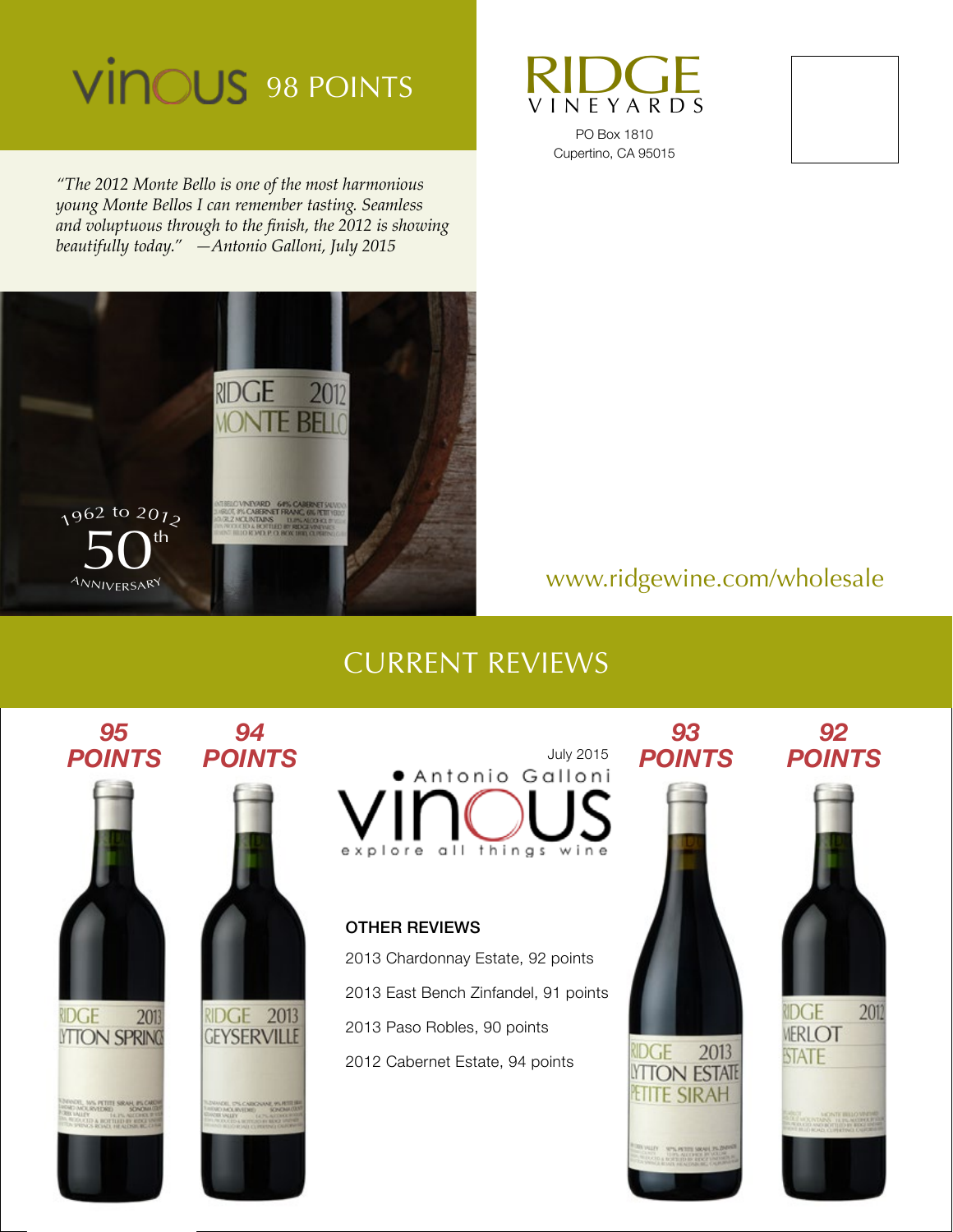# VINOUS 98 POINTS

*"The 2012 Monte Bello is one of the most harmonious young Monte Bellos I can remember tasting. Seamless and voluptuous through to the finish, the 2012 is showing beautifully today." —Antonio Galloni, July 2015*

RIDGE VINEYARDS

PO Box 1810
Cupertino, CA 95015

1962 to 2012
50th ANNIVERSARY

www.ridgewine.com/wholesale

## CURRENT REVIEWS

**95 POINTS** — RIDGE 2013 LYTTON SPRINGS

**94 POINTS** — RIDGE 2013 GEYSERVILLE

July 2015
Antonio Galloni
VINOUS
explore all things wine

**OTHER REVIEWS**

2013 Chardonnay Estate, 92 points

2013 East Bench Zinfandel, 91 points

2013 Paso Robles, 90 points

2012 Cabernet Estate, 94 points

**93 POINTS** — RIDGE 2013 LYTTON ESTATE PETITE SIRAH

**92 POINTS** — RIDGE 2012 MERLOT ESTATE